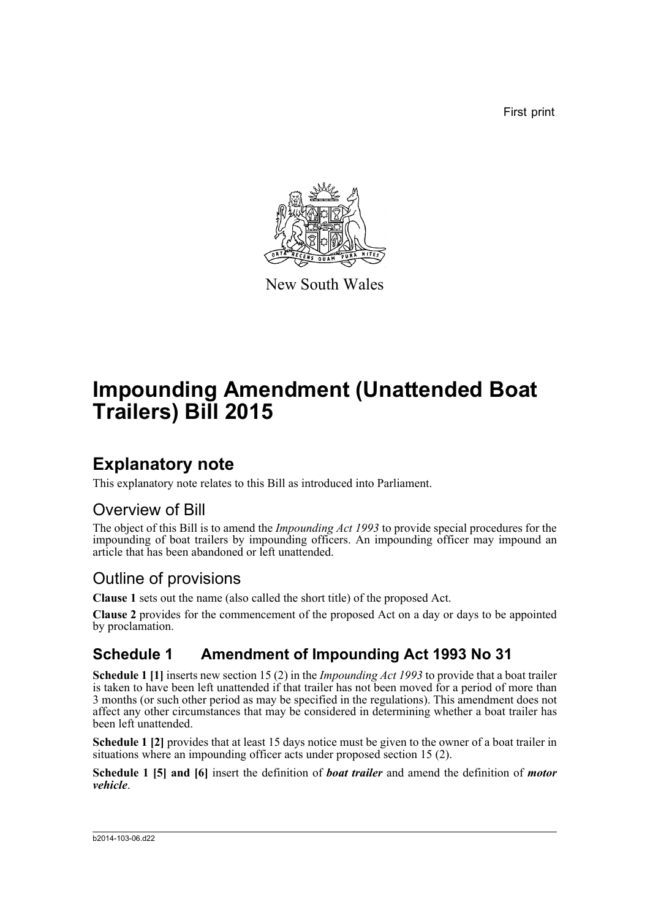First print

New South Wales

# Impounding Amendment (Unattended Boat Trailers) Bill 2015

## Explanatory note

This explanatory note relates to this Bill as introduced into Parliament.

### Overview of Bill

The object of this Bill is to amend the *Impounding Act 1993* to provide special procedures for the impounding of boat trailers by impounding officers. An impounding officer may impound an article that has been abandoned or left unattended.

### Outline of provisions

**Clause 1** sets out the name (also called the short title) of the proposed Act.

**Clause 2** provides for the commencement of the proposed Act on a day or days to be appointed by proclamation.

## Schedule 1 Amendment of Impounding Act 1993 No 31

**Schedule 1 [1]** inserts new section 15 (2) in the *Impounding Act 1993* to provide that a boat trailer is taken to have been left unattended if that trailer has not been moved for a period of more than 3 months (or such other period as may be specified in the regulations). This amendment does not affect any other circumstances that may be considered in determining whether a boat trailer has been left unattended.

**Schedule 1 [2]** provides that at least 15 days notice must be given to the owner of a boat trailer in situations where an impounding officer acts under proposed section 15 (2).

**Schedule 1 [5] and [6]** insert the definition of ***boat trailer*** and amend the definition of ***motor vehicle***.

b2014-103-06.d22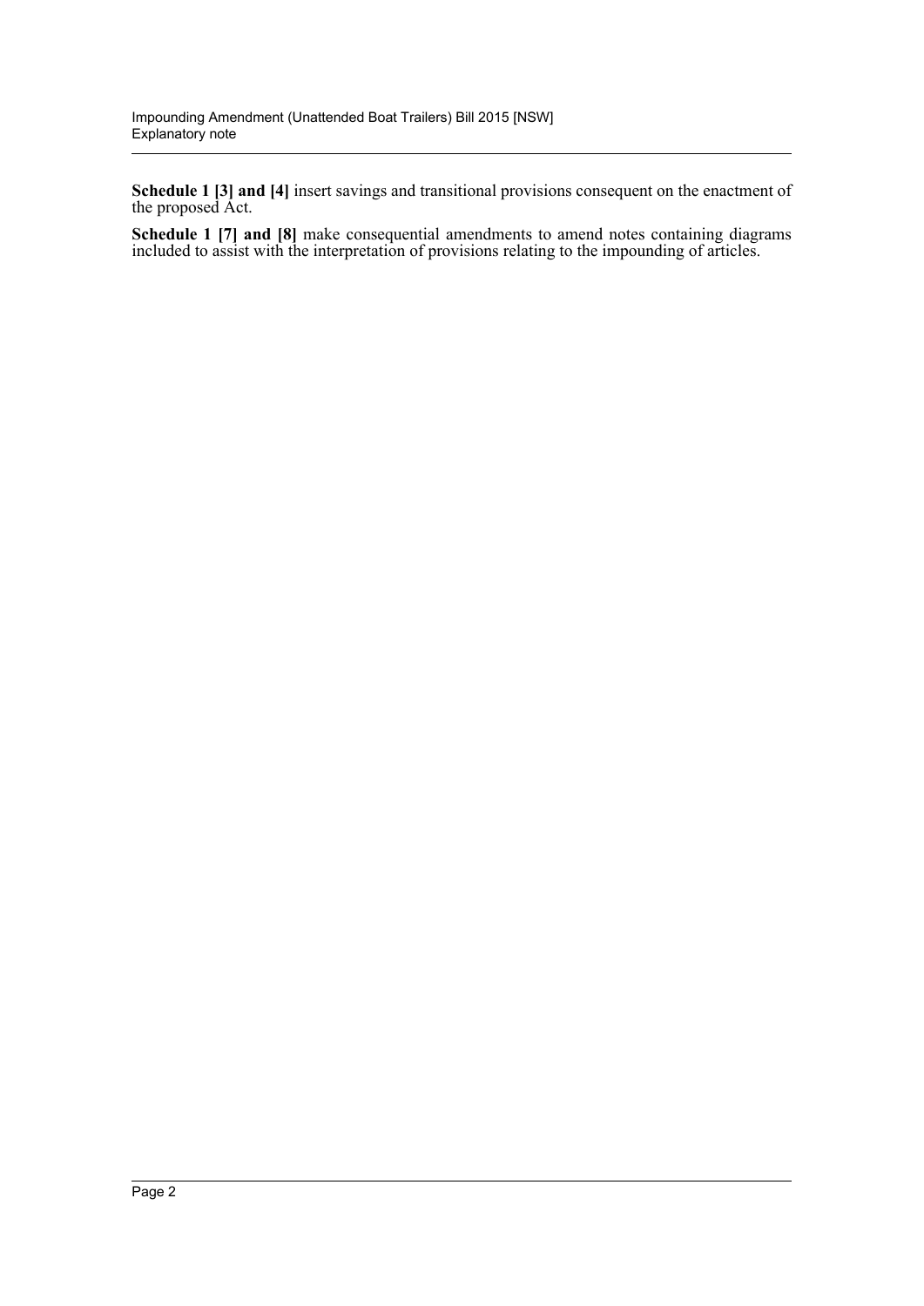**Schedule 1 [3] and [4]** insert savings and transitional provisions consequent on the enactment of the proposed Act.

**Schedule 1 [7] and [8]** make consequential amendments to amend notes containing diagrams included to assist with the interpretation of provisions relating to the impounding of articles.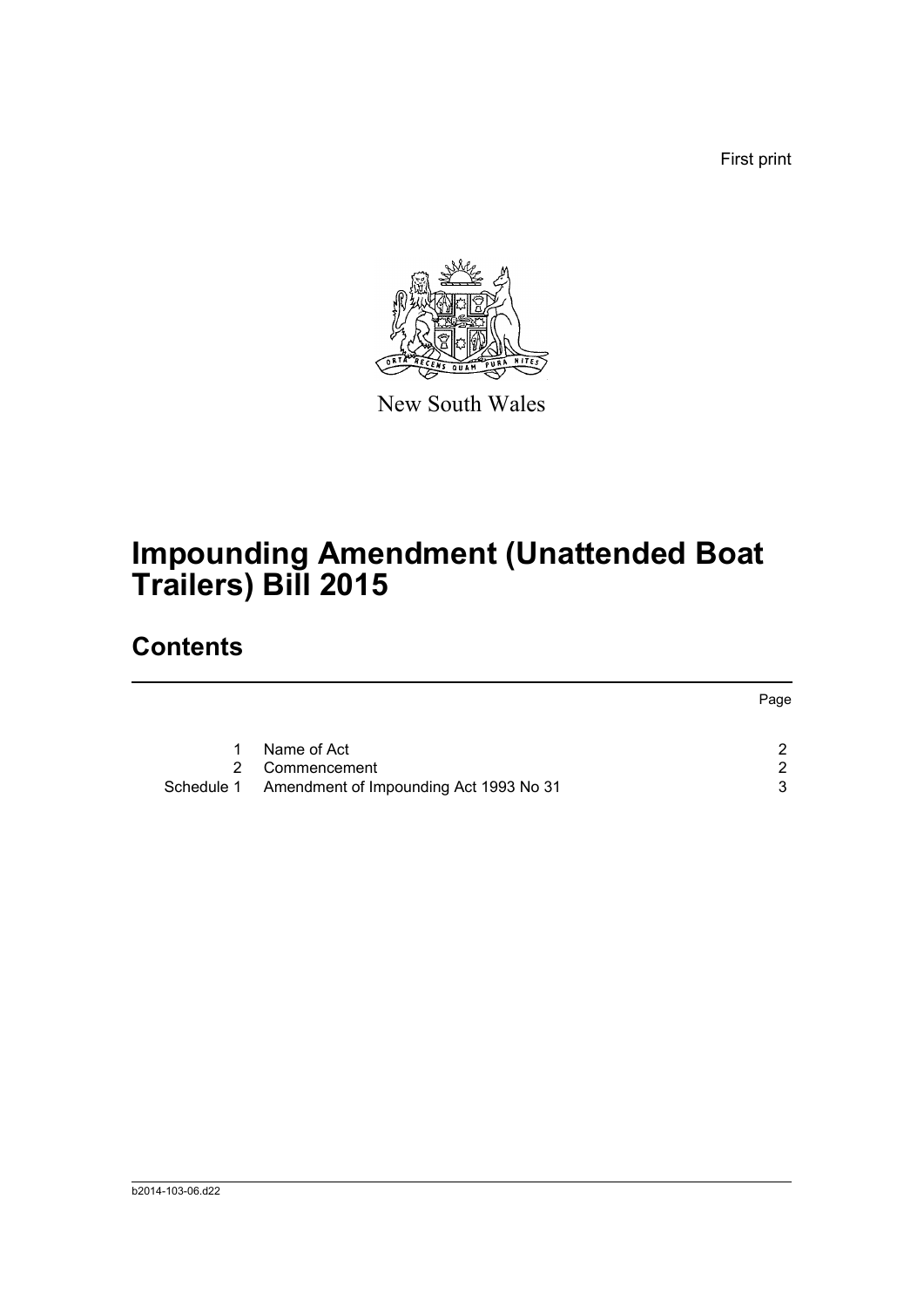First print

New South Wales

# Impounding Amendment (Unattended Boat Trailers) Bill 2015

## Contents

| | | Page |
|---|---|---|
| 1 | Name of Act | 2 |
| 2 | Commencement | 2 |
| Schedule 1 | Amendment of Impounding Act 1993 No 31 | 3 |

b2014-103-06.d22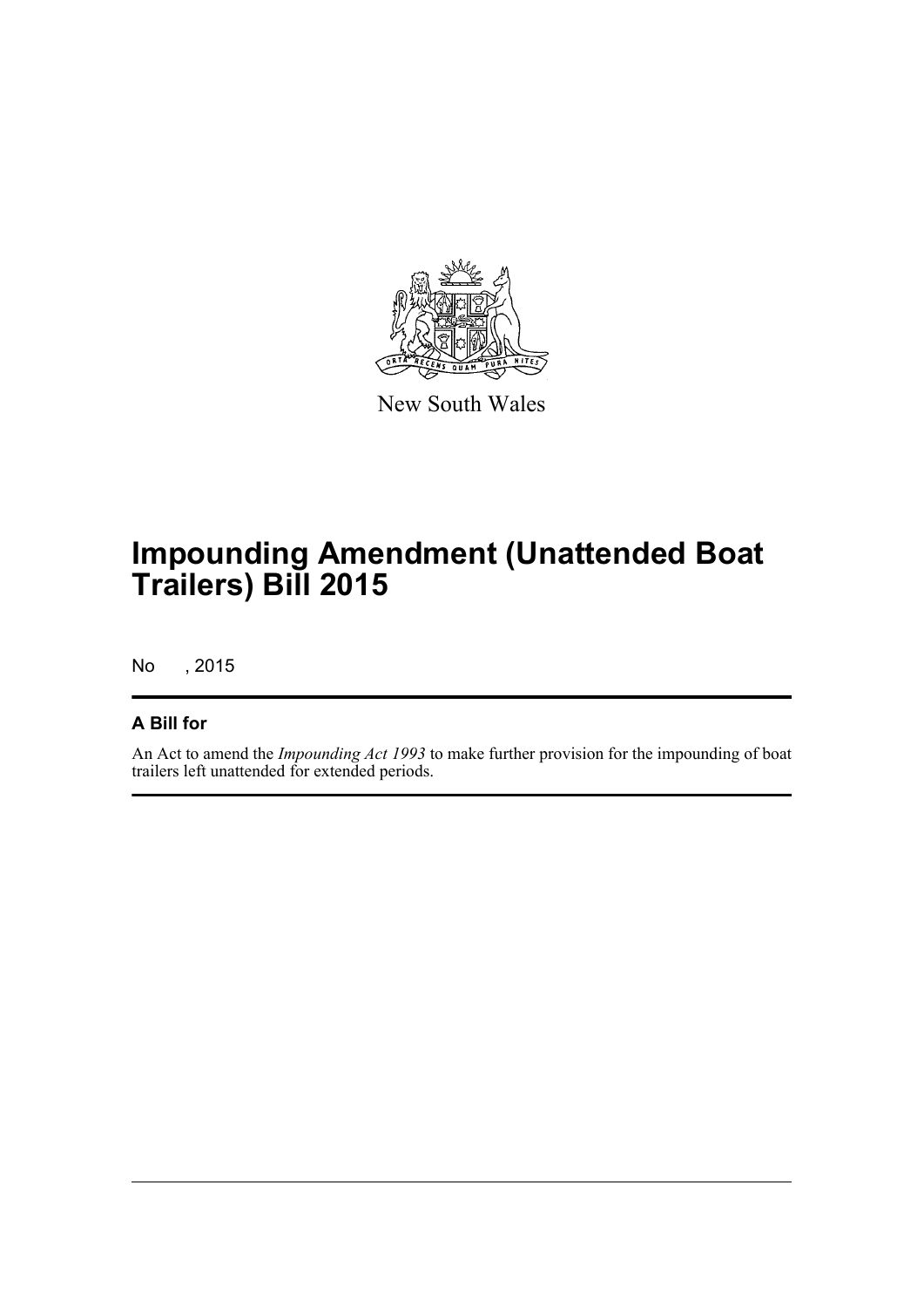New South Wales

# Impounding Amendment (Unattended Boat Trailers) Bill 2015

No , 2015

## A Bill for

An Act to amend the *Impounding Act 1993* to make further provision for the impounding of boat trailers left unattended for extended periods.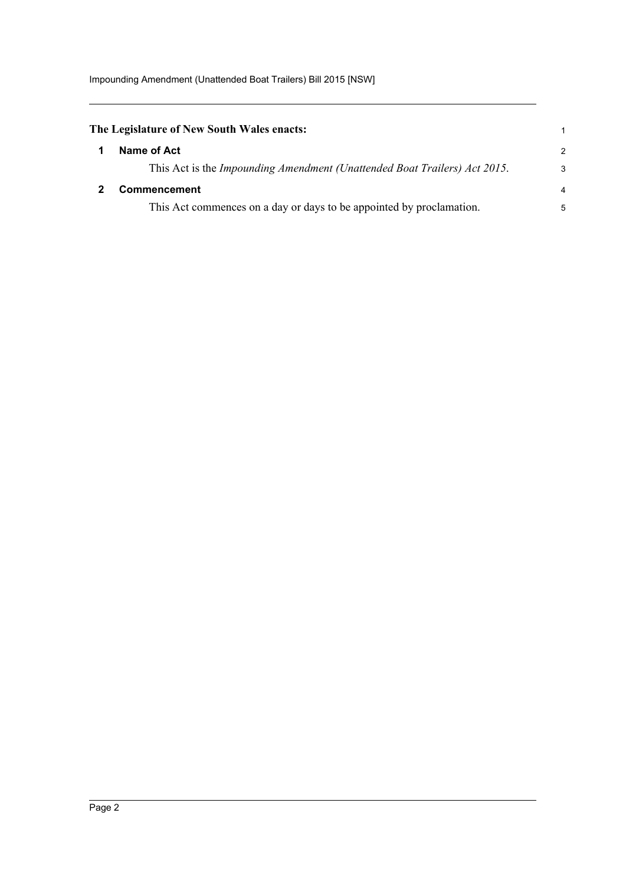**The Legislature of New South Wales enacts:**

## 1 Name of Act

This Act is the *Impounding Amendment (Unattended Boat Trailers) Act 2015*.

## 2 Commencement

This Act commences on a day or days to be appointed by proclamation.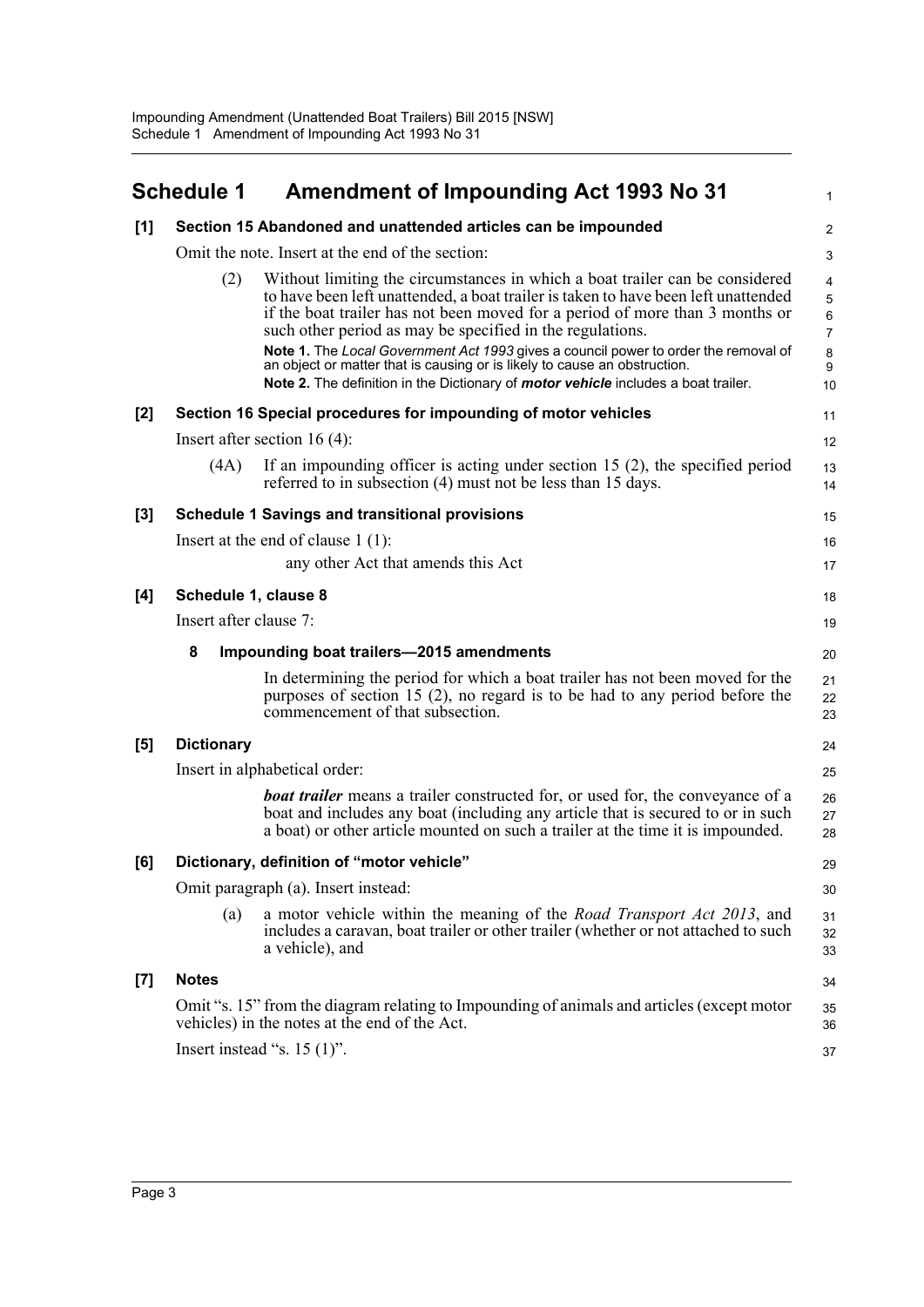## Schedule 1 Amendment of Impounding Act 1993 No 31

**[1] Section 15 Abandoned and unattended articles can be impounded**

Omit the note. Insert at the end of the section:

(2) Without limiting the circumstances in which a boat trailer can be considered to have been left unattended, a boat trailer is taken to have been left unattended if the boat trailer has not been moved for a period of more than 3 months or such other period as may be specified in the regulations.

**Note 1.** The *Local Government Act 1993* gives a council power to order the removal of an object or matter that is causing or is likely to cause an obstruction.

**Note 2.** The definition in the Dictionary of ***motor vehicle*** includes a boat trailer.

**[2] Section 16 Special procedures for impounding of motor vehicles**

Insert after section 16 (4):

(4A) If an impounding officer is acting under section 15 (2), the specified period referred to in subsection (4) must not be less than 15 days.

**[3] Schedule 1 Savings and transitional provisions**

Insert at the end of clause 1 (1):

any other Act that amends this Act

**[4] Schedule 1, clause 8**

Insert after clause 7:

**8 Impounding boat trailers—2015 amendments**

In determining the period for which a boat trailer has not been moved for the purposes of section 15 (2), no regard is to be had to any period before the commencement of that subsection.

**[5] Dictionary**

Insert in alphabetical order:

***boat trailer*** means a trailer constructed for, or used for, the conveyance of a boat and includes any boat (including any article that is secured to or in such a boat) or other article mounted on such a trailer at the time it is impounded.

**[6] Dictionary, definition of "motor vehicle"**

Omit paragraph (a). Insert instead:

(a) a motor vehicle within the meaning of the *Road Transport Act 2013*, and includes a caravan, boat trailer or other trailer (whether or not attached to such a vehicle), and

**[7] Notes**

Omit "s. 15" from the diagram relating to Impounding of animals and articles (except motor vehicles) in the notes at the end of the Act.

Insert instead "s. 15 (1)".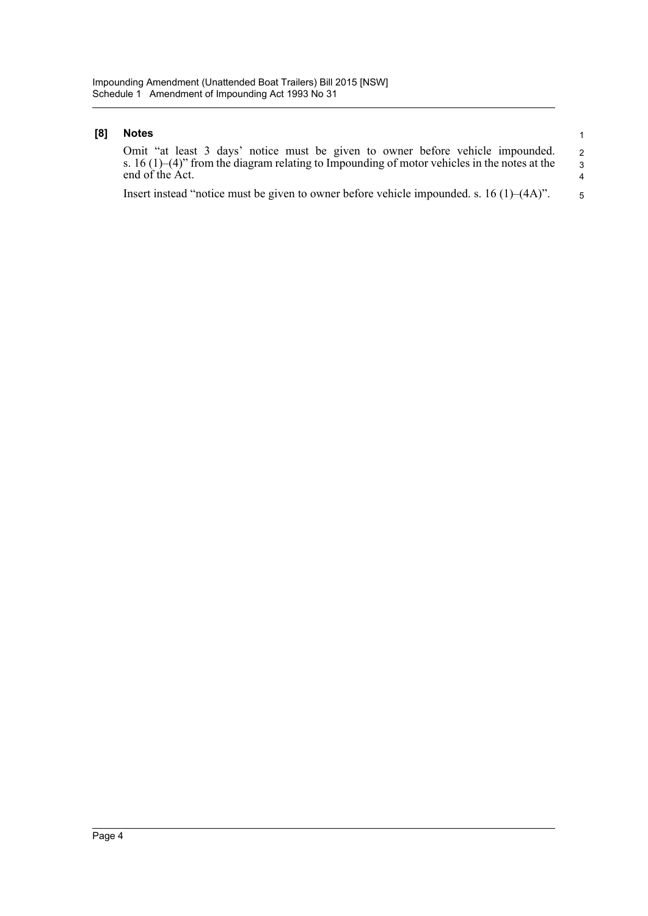**[8] Notes**

Omit "at least 3 days' notice must be given to owner before vehicle impounded. s. 16 (1)–(4)" from the diagram relating to Impounding of motor vehicles in the notes at the end of the Act.

Insert instead "notice must be given to owner before vehicle impounded. s. 16 (1)–(4A)".